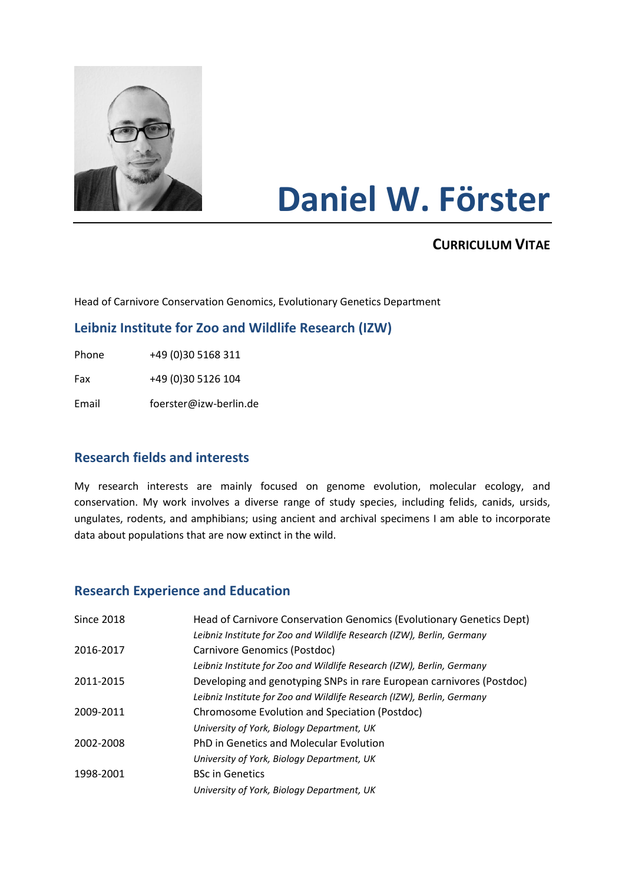# Daniel W. Förster

**CURRICULUM VITAE**

Head of Carnivore Conservation Genomics, Evolutionary Genetics Department

## Leibniz Institute for Zoo and Wildlife Research (IZW)

| | |
|---|---|
| Phone | +49 (0)30 5168 311 |
| Fax | +49 (0)30 5126 104 |
| Email | foerster@izw-berlin.de |

## Research fields and interests

My research interests are mainly focused on genome evolution, molecular ecology, and conservation. My work involves a diverse range of study species, including felids, canids, ursids, ungulates, rodents, and amphibians; using ancient and archival specimens I am able to incorporate data about populations that are now extinct in the wild.

## Research Experience and Education

| | |
|---|---|
| Since 2018 | Head of Carnivore Conservation Genomics (Evolutionary Genetics Dept)<br>*Leibniz Institute for Zoo and Wildlife Research (IZW), Berlin, Germany* |
| 2016-2017 | Carnivore Genomics (Postdoc)<br>*Leibniz Institute for Zoo and Wildlife Research (IZW), Berlin, Germany* |
| 2011-2015 | Developing and genotyping SNPs in rare European carnivores (Postdoc)<br>*Leibniz Institute for Zoo and Wildlife Research (IZW), Berlin, Germany* |
| 2009-2011 | Chromosome Evolution and Speciation (Postdoc)<br>*University of York, Biology Department, UK* |
| 2002-2008 | PhD in Genetics and Molecular Evolution<br>*University of York, Biology Department, UK* |
| 1998-2001 | BSc in Genetics<br>*University of York, Biology Department, UK* |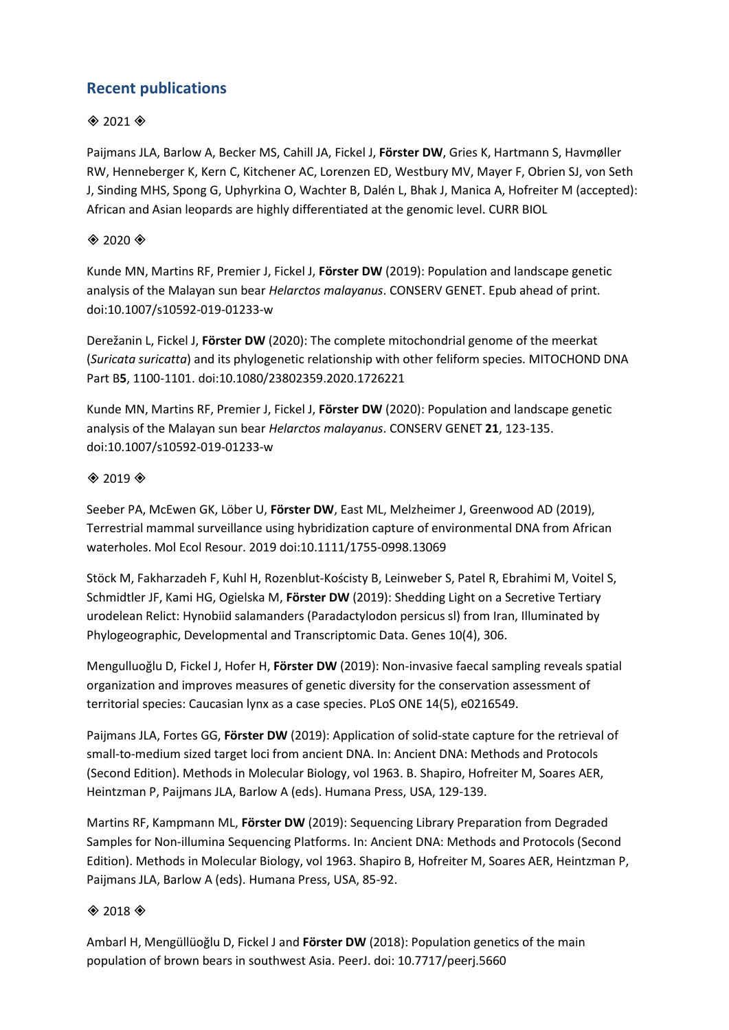## Recent publications

◈ 2021 ◈

Paijmans JLA, Barlow A, Becker MS, Cahill JA, Fickel J, **Förster DW**, Gries K, Hartmann S, Havmøller RW, Henneberger K, Kern C, Kitchener AC, Lorenzen ED, Westbury MV, Mayer F, Obrien SJ, von Seth J, Sinding MHS, Spong G, Uphyrkina O, Wachter B, Dalén L, Bhak J, Manica A, Hofreiter M (accepted): African and Asian leopards are highly differentiated at the genomic level. CURR BIOL

◈ 2020 ◈

Kunde MN, Martins RF, Premier J, Fickel J, **Förster DW** (2019): Population and landscape genetic analysis of the Malayan sun bear *Helarctos malayanus*. CONSERV GENET. Epub ahead of print. doi:10.1007/s10592-019-01233-w

Derežanin L, Fickel J, **Förster DW** (2020): The complete mitochondrial genome of the meerkat (*Suricata suricatta*) and its phylogenetic relationship with other feliform species. MITOCHOND DNA Part B**5**, 1100-1101. doi:10.1080/23802359.2020.1726221

Kunde MN, Martins RF, Premier J, Fickel J, **Förster DW** (2020): Population and landscape genetic analysis of the Malayan sun bear *Helarctos malayanus*. CONSERV GENET **21**, 123-135. doi:10.1007/s10592-019-01233-w

◈ 2019 ◈

Seeber PA, McEwen GK, Löber U, **Förster DW**, East ML, Melzheimer J, Greenwood AD (2019), Terrestrial mammal surveillance using hybridization capture of environmental DNA from African waterholes. Mol Ecol Resour. 2019 doi:10.1111/1755-0998.13069

Stöck M, Fakharzadeh F, Kuhl H, Rozenblut-Kościsty B, Leinweber S, Patel R, Ebrahimi M, Voitel S, Schmidtler JF, Kami HG, Ogielska M, **Förster DW** (2019): Shedding Light on a Secretive Tertiary urodelean Relict: Hynobiid salamanders (Paradactylodon persicus sl) from Iran, Illuminated by Phylogeographic, Developmental and Transcriptomic Data. Genes 10(4), 306.

Mengulluoğlu D, Fickel J, Hofer H, **Förster DW** (2019): Non-invasive faecal sampling reveals spatial organization and improves measures of genetic diversity for the conservation assessment of territorial species: Caucasian lynx as a case species. PLoS ONE 14(5), e0216549.

Paijmans JLA, Fortes GG, **Förster DW** (2019): Application of solid-state capture for the retrieval of small-to-medium sized target loci from ancient DNA. In: Ancient DNA: Methods and Protocols (Second Edition). Methods in Molecular Biology, vol 1963. B. Shapiro, Hofreiter M, Soares AER, Heintzman P, Paijmans JLA, Barlow A (eds). Humana Press, USA, 129-139.

Martins RF, Kampmann ML, **Förster DW** (2019): Sequencing Library Preparation from Degraded Samples for Non-illumina Sequencing Platforms. In: Ancient DNA: Methods and Protocols (Second Edition). Methods in Molecular Biology, vol 1963. Shapiro B, Hofreiter M, Soares AER, Heintzman P, Paijmans JLA, Barlow A (eds). Humana Press, USA, 85-92.

◈ 2018 ◈

Ambarl H, Mengüllüoğlu D, Fickel J and **Förster DW** (2018): Population genetics of the main population of brown bears in southwest Asia. PeerJ. doi: 10.7717/peerj.5660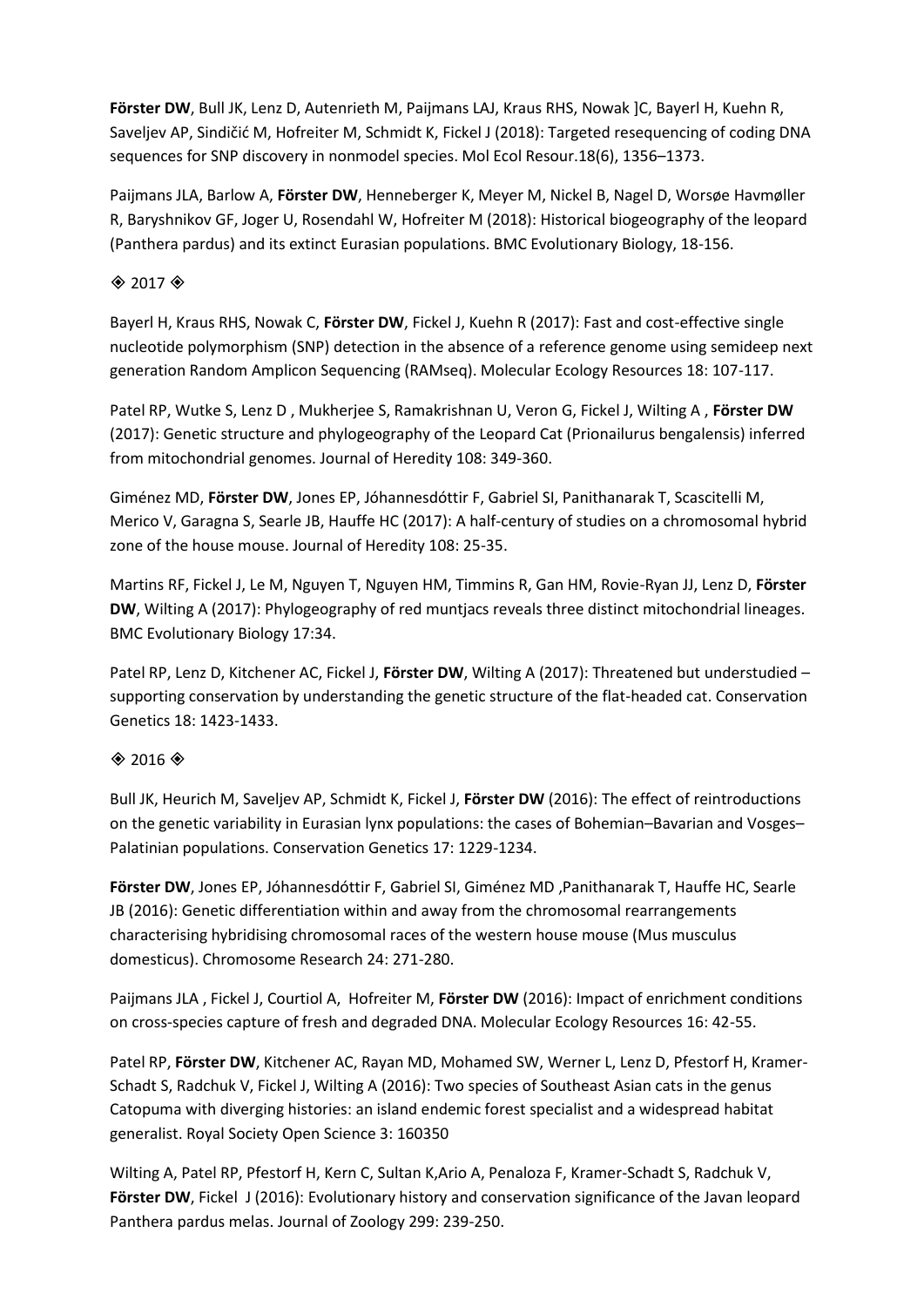**Förster DW**, Bull JK, Lenz D, Autenrieth M, Paijmans LAJ, Kraus RHS, Nowak ]C, Bayerl H, Kuehn R, Saveljev AP, Sindičić M, Hofreiter M, Schmidt K, Fickel J (2018): Targeted resequencing of coding DNA sequences for SNP discovery in nonmodel species. Mol Ecol Resour.18(6), 1356–1373.

Paijmans JLA, Barlow A, **Förster DW**, Henneberger K, Meyer M, Nickel B, Nagel D, Worsøe Havmøller R, Baryshnikov GF, Joger U, Rosendahl W, Hofreiter M (2018): Historical biogeography of the leopard (Panthera pardus) and its extinct Eurasian populations. BMC Evolutionary Biology, 18-156.

◈ 2017 ◈

Bayerl H, Kraus RHS, Nowak C, **Förster DW**, Fickel J, Kuehn R (2017): Fast and cost-effective single nucleotide polymorphism (SNP) detection in the absence of a reference genome using semideep next generation Random Amplicon Sequencing (RAMseq). Molecular Ecology Resources 18: 107-117.

Patel RP, Wutke S, Lenz D , Mukherjee S, Ramakrishnan U, Veron G, Fickel J, Wilting A , **Förster DW** (2017): Genetic structure and phylogeography of the Leopard Cat (Prionailurus bengalensis) inferred from mitochondrial genomes. Journal of Heredity 108: 349-360.

Giménez MD, **Förster DW**, Jones EP, Jóhannesdóttir F, Gabriel SI, Panithanarak T, Scascitelli M, Merico V, Garagna S, Searle JB, Hauffe HC (2017): A half-century of studies on a chromosomal hybrid zone of the house mouse. Journal of Heredity 108: 25-35.

Martins RF, Fickel J, Le M, Nguyen T, Nguyen HM, Timmins R, Gan HM, Rovie-Ryan JJ, Lenz D, **Förster DW**, Wilting A (2017): Phylogeography of red muntjacs reveals three distinct mitochondrial lineages. BMC Evolutionary Biology 17:34.

Patel RP, Lenz D, Kitchener AC, Fickel J, **Förster DW**, Wilting A (2017): Threatened but understudied – supporting conservation by understanding the genetic structure of the flat-headed cat. Conservation Genetics 18: 1423-1433.

◈ 2016 ◈

Bull JK, Heurich M, Saveljev AP, Schmidt K, Fickel J, **Förster DW** (2016): The effect of reintroductions on the genetic variability in Eurasian lynx populations: the cases of Bohemian–Bavarian and Vosges–Palatinian populations. Conservation Genetics 17: 1229-1234.

**Förster DW**, Jones EP, Jóhannesdóttir F, Gabriel SI, Giménez MD ,Panithanarak T, Hauffe HC, Searle JB (2016): Genetic differentiation within and away from the chromosomal rearrangements characterising hybridising chromosomal races of the western house mouse (Mus musculus domesticus). Chromosome Research 24: 271-280.

Paijmans JLA , Fickel J, Courtiol A, Hofreiter M, **Förster DW** (2016): Impact of enrichment conditions on cross-species capture of fresh and degraded DNA. Molecular Ecology Resources 16: 42-55.

Patel RP, **Förster DW**, Kitchener AC, Rayan MD, Mohamed SW, Werner L, Lenz D, Pfestorf H, Kramer-Schadt S, Radchuk V, Fickel J, Wilting A (2016): Two species of Southeast Asian cats in the genus Catopuma with diverging histories: an island endemic forest specialist and a widespread habitat generalist. Royal Society Open Science 3: 160350

Wilting A, Patel RP, Pfestorf H, Kern C, Sultan K,Ario A, Penaloza F, Kramer-Schadt S, Radchuk V, **Förster DW**, Fickel J (2016): Evolutionary history and conservation significance of the Javan leopard Panthera pardus melas. Journal of Zoology 299: 239-250.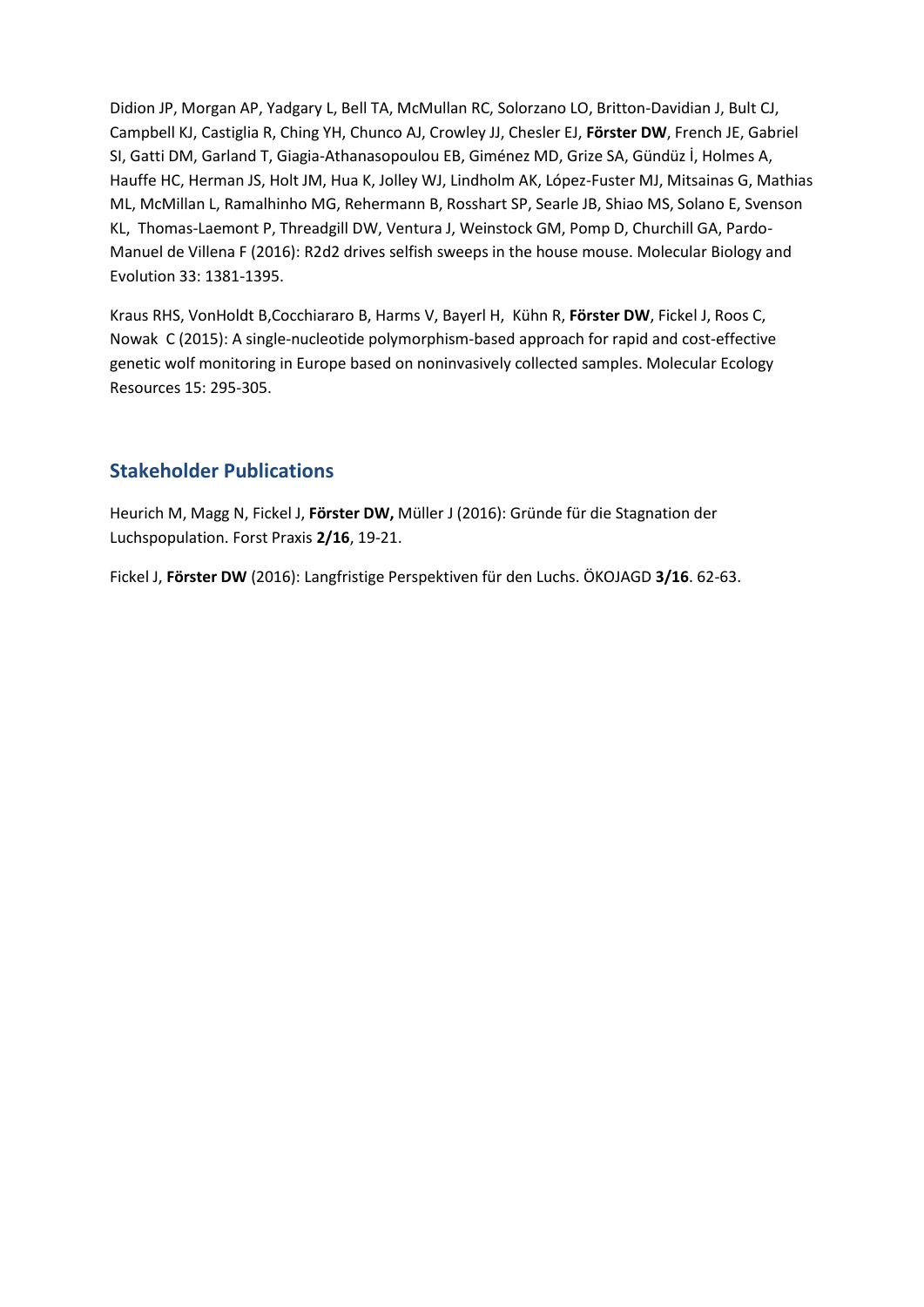Didion JP, Morgan AP, Yadgary L, Bell TA, McMullan RC, Solorzano LO, Britton-Davidian J, Bult CJ, Campbell KJ, Castiglia R, Ching YH, Chunco AJ, Crowley JJ, Chesler EJ, **Förster DW**, French JE, Gabriel SI, Gatti DM, Garland T, Giagia-Athanasopoulou EB, Giménez MD, Grize SA, Gündüz İ, Holmes A, Hauffe HC, Herman JS, Holt JM, Hua K, Jolley WJ, Lindholm AK, López-Fuster MJ, Mitsainas G, Mathias ML, McMillan L, Ramalhinho MG, Rehermann B, Rosshart SP, Searle JB, Shiao MS, Solano E, Svenson KL, Thomas-Laemont P, Threadgill DW, Ventura J, Weinstock GM, Pomp D, Churchill GA, Pardo-Manuel de Villena F (2016): R2d2 drives selfish sweeps in the house mouse. Molecular Biology and Evolution 33: 1381-1395.

Kraus RHS, VonHoldt B,Cocchiararo B, Harms V, Bayerl H, Kühn R, **Förster DW**, Fickel J, Roos C, Nowak C (2015): A single-nucleotide polymorphism-based approach for rapid and cost-effective genetic wolf monitoring in Europe based on noninvasively collected samples. Molecular Ecology Resources 15: 295-305.

## Stakeholder Publications

Heurich M, Magg N, Fickel J, **Förster DW,** Müller J (2016): Gründe für die Stagnation der Luchspopulation. Forst Praxis **2/16**, 19-21.

Fickel J, **Förster DW** (2016): Langfristige Perspektiven für den Luchs. ÖKOJAGD **3/16**. 62-63.